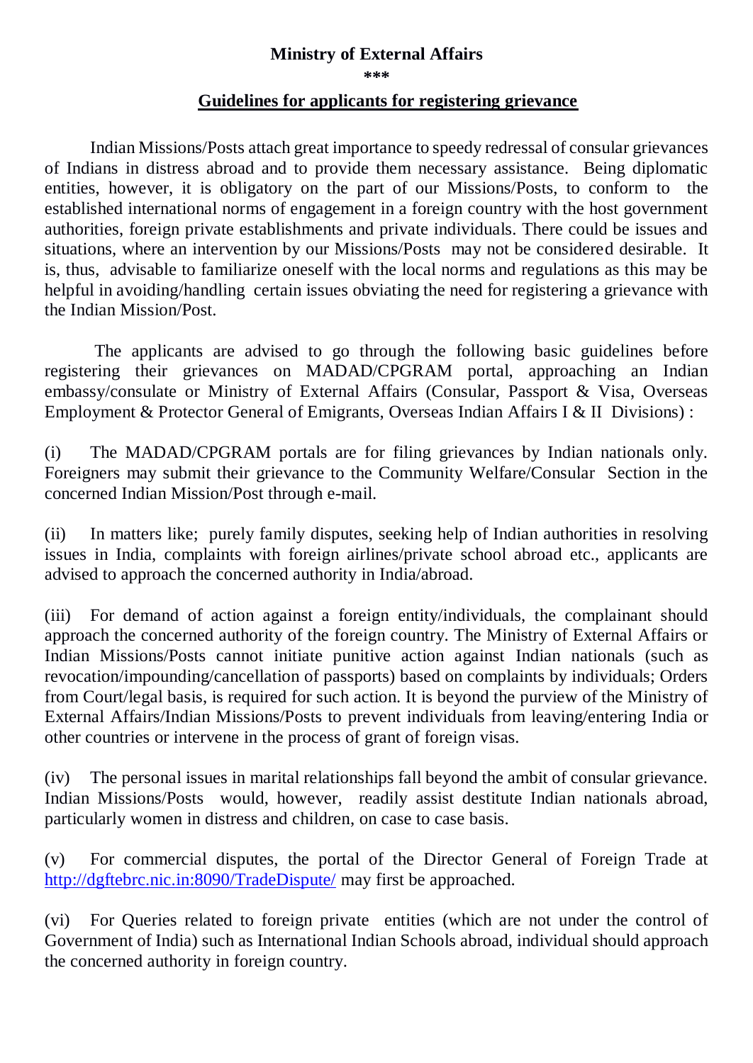# Ministry of External Affairs

\*\*\*

## Guidelines for applicants for registering grievance

Indian Missions/Posts attach great importance to speedy redressal of consular grievances of Indians in distress abroad and to provide them necessary assistance. Being diplomatic entities, however, it is obligatory on the part of our Missions/Posts, to conform to the established international norms of engagement in a foreign country with the host government authorities, foreign private establishments and private individuals. There could be issues and situations, where an intervention by our Missions/Posts may not be considered desirable. It is, thus, advisable to familiarize oneself with the local norms and regulations as this may be helpful in avoiding/handling certain issues obviating the need for registering a grievance with the Indian Mission/Post.

The applicants are advised to go through the following basic guidelines before registering their grievances on MADAD/CPGRAM portal, approaching an Indian embassy/consulate or Ministry of External Affairs (Consular, Passport & Visa, Overseas Employment & Protector General of Emigrants, Overseas Indian Affairs I & II Divisions) :

(i) The MADAD/CPGRAM portals are for filing grievances by Indian nationals only. Foreigners may submit their grievance to the Community Welfare/Consular Section in the concerned Indian Mission/Post through e-mail.

(ii) In matters like; purely family disputes, seeking help of Indian authorities in resolving issues in India, complaints with foreign airlines/private school abroad etc., applicants are advised to approach the concerned authority in India/abroad.

(iii) For demand of action against a foreign entity/individuals, the complainant should approach the concerned authority of the foreign country. The Ministry of External Affairs or Indian Missions/Posts cannot initiate punitive action against Indian nationals (such as revocation/impounding/cancellation of passports) based on complaints by individuals; Orders from Court/legal basis, is required for such action. It is beyond the purview of the Ministry of External Affairs/Indian Missions/Posts to prevent individuals from leaving/entering India or other countries or intervene in the process of grant of foreign visas.

(iv) The personal issues in marital relationships fall beyond the ambit of consular grievance. Indian Missions/Posts would, however, readily assist destitute Indian nationals abroad, particularly women in distress and children, on case to case basis.

(v) For commercial disputes, the portal of the Director General of Foreign Trade at [http://dgftebrc.nic.in:8090/TradeDispute/](http://dgftebrc.nic.in:8090/TradeDispute/) may first be approached.

(vi) For Queries related to foreign private entities (which are not under the control of Government of India) such as International Indian Schools abroad, individual should approach the concerned authority in foreign country.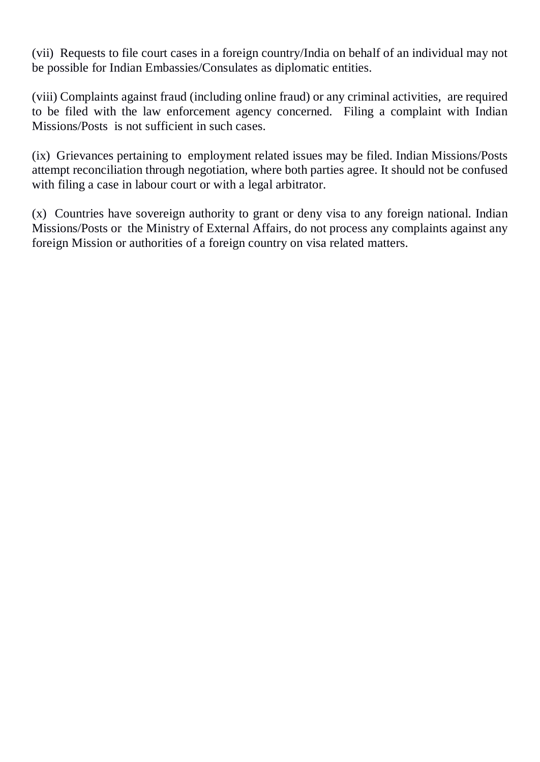(vii) Requests to file court cases in a foreign country/India on behalf of an individual may not be possible for Indian Embassies/Consulates as diplomatic entities.

(viii) Complaints against fraud (including online fraud) or any criminal activities, are required to be filed with the law enforcement agency concerned. Filing a complaint with Indian Missions/Posts is not sufficient in such cases.

(ix) Grievances pertaining to employment related issues may be filed. Indian Missions/Posts attempt reconciliation through negotiation, where both parties agree. It should not be confused with filing a case in labour court or with a legal arbitrator.

(x) Countries have sovereign authority to grant or deny visa to any foreign national. Indian Missions/Posts or the Ministry of External Affairs, do not process any complaints against any foreign Mission or authorities of a foreign country on visa related matters.